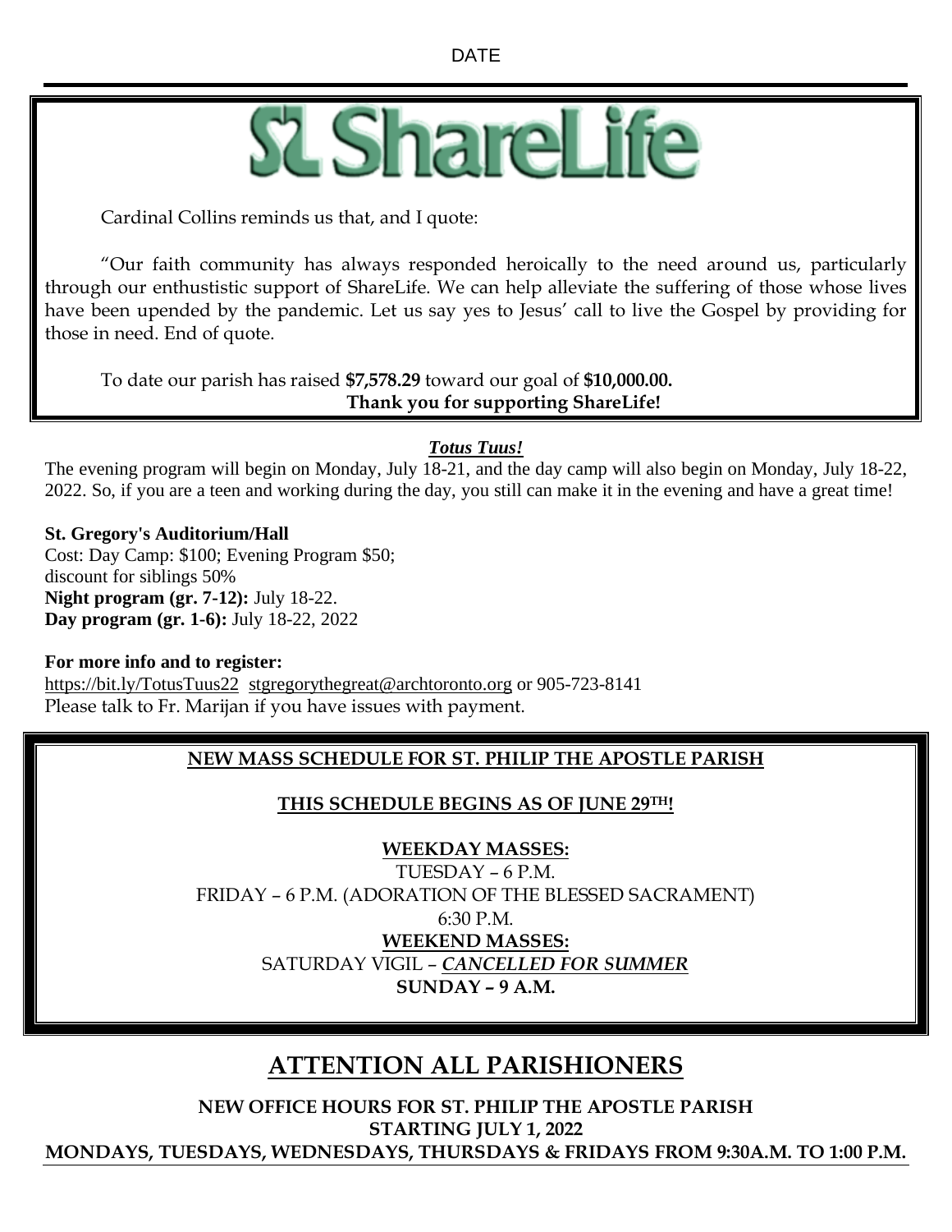DATE

# ShareLife

Cardinal Collins reminds us that, and I quote:

“Our faith community has always responded heroically to the need around us, particularly through our enthustistic support of ShareLife. We can help alleviate the suffering of those whose lives have been upended by the pandemic. Let us say yes to Jesus’ call to live the Gospel by providing for those in need. End of quote.

To date our parish has raised **$7,578.29** toward our goal of **$10,000.00.**
**Thank you for supporting ShareLife!**

## ***Totus Tuus!***

The evening program will begin on Monday, July 18-21, and the day camp will also begin on Monday, July 18-22, 2022. So, if you are a teen and working during the day, you still can make it in the evening and have a great time!

**St. Gregory's Auditorium/Hall**
Cost: Day Camp: $100; Evening Program $50;
discount for siblings 50%
**Night program (gr. 7-12):** July 18-22.
**Day program (gr. 1-6):** July 18-22, 2022

**For more info and to register:**
https://bit.ly/TotusTuus22 stgregorythegreat@archtoronto.org or 905-723-8141
Please talk to Fr. Marijan if you have issues with payment.

**NEW MASS SCHEDULE FOR ST. PHILIP THE APOSTLE PARISH**

**THIS SCHEDULE BEGINS AS OF JUNE 29TH!**

**WEEKDAY MASSES:**
TUESDAY – 6 P.M.
FRIDAY – 6 P.M. (ADORATION OF THE BLESSED SACRAMENT)
6:30 P.M.
**WEEKEND MASSES:**
SATURDAY VIGIL – ***CANCELLED FOR SUMMER***
**SUNDAY – 9 A.M.**

## ATTENTION ALL PARISHIONERS

**NEW OFFICE HOURS FOR ST. PHILIP THE APOSTLE PARISH**
**STARTING JULY 1, 2022**
**MONDAYS, TUESDAYS, WEDNESDAYS, THURSDAYS & FRIDAYS FROM 9:30A.M. TO 1:00 P.M.**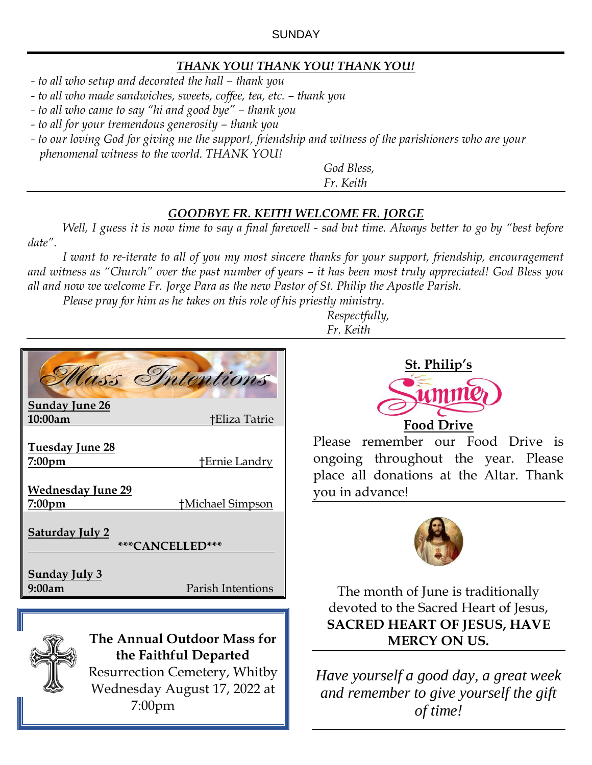SUNDAY

## ***THANK YOU! THANK YOU! THANK YOU!***

- *to all who setup and decorated the hall – thank you*
- *to all who made sandwiches, sweets, coffee, tea, etc. – thank you*
- *to all who came to say "hi and good bye" – thank you*
- *to all for your tremendous generosity – thank you*
- *to our loving God for giving me the support, friendship and witness of the parishioners who are your phenomenal witness to the world. THANK YOU!*

*God Bless,*
*Fr. Keith*

## ***GOODBYE FR. KEITH WELCOME FR. JORGE***

*Well, I guess it is now time to say a final farewell - sad but time. Always better to go by "best before date".*

*I want to re-iterate to all of you my most sincere thanks for your support, friendship, encouragement and witness as "Church" over the past number of years – it has been most truly appreciated! God Bless you all and now we welcome Fr. Jorge Para as the new Pastor of St. Philip the Apostle Parish.*

*Please pray for him as he takes on this role of his priestly ministry.*

*Respectfully,*
*Fr. Keith*

## Mass Intentions

**Sunday June 26**
**10:00am** †Eliza Tatrie

**Tuesday June 28**
**7:00pm** †Ernie Landry

**Wednesday June 29**
**7:00pm** †Michael Simpson

**Saturday July 2**
**\*\*\*CANCELLED\*\*\***

**Sunday July 3**
**9:00am** Parish Intentions

**The Annual Outdoor Mass for the Faithful Departed**
Resurrection Cemetery, Whitby
Wednesday August 17, 2022 at 7:00pm

## St. Philip's Summer Food Drive

Please remember our Food Drive is ongoing throughout the year. Please place all donations at the Altar. Thank you in advance!

The month of June is traditionally devoted to the Sacred Heart of Jesus,
**SACRED HEART OF JESUS, HAVE MERCY ON US.**

*Have yourself a good day, a great week and remember to give yourself the gift of time!*